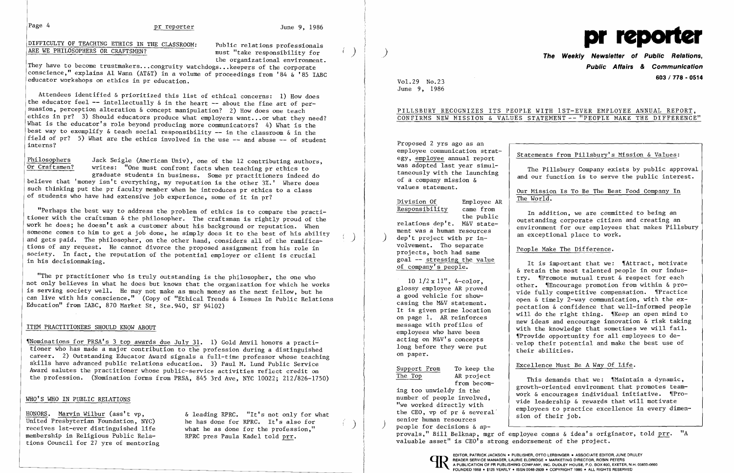## DIFFICULTY OF TEACHING ETHICS IN THE CLASSROOM: ARE WE PHILOSOPHERS OR CRAFTSMEN?

Public relations professionals must "take responsibility for the organizational environment. They have to become trustmakers...congruity watchdogs...keepers of the corporate conscience," explains Al Wann (AT&T) in a volume of proceedings from '84 & '85 IABC educator workshops on ethics in pr education.

Attendees identified & prioritized this list of ethical concerns: 1) How does the educator feel -- intellectually & in the heart -- about the fine art of persuasion, perception alteration & concept manipulation? 2) How does one teach ethics in pr? 3) Should educators produce what employers want...or what they need? What is the educator's role beyond producing more communicators? 4) What is the best way to exemplify & teach social responsibility -- in the classroom & in the field of pr? 5) What are the ethics involved in the use -- and abuse -- of student interns?

**Philosophers Or Craftsmen?** Jack Seigle (American Univ), one of the 12 contributing authors, writes: "One must confront facts when teaching pr ethics to graduate students in business. Some pr practitioners indeed do believe that 'money isn't everything, my reputation is the other 3%.' Where does such thinking put the pr faculty member when he introduces pr ethics to a class of students who have had extensive job experience, some of it in pr?

"Perhaps the best way to address the problem of ethics is to compare the practitioner with the craftsman & the philosopher. The craftsman is rightly proud of the work he does; he doesn't ask a customer about his background or reputation. When someone comes to him to get a job done, he simply does it to the best of his ability and gets paid. The philosopher, on the other hand, considers all of the ramifications of any request. He cannot divorce the proposed assignment from his role in society. In fact, the reputation of the potential employer or client is crucial in his decisionmaking.

"The pr practitioner who is truly outstanding is the philosopher, the one who not only believes in what he does but knows that the organization for which he works is serving society well. He may not make as much money as the next fellow, but he can live with his conscience." (Copy of "Ethical Trends & Issues In Public Relations Education" from IABC, 870 Market St, Ste.940, SF 94102)

## ITEM PRACTITIONERS SHOULD KNOW ABOUT

¶Nominations for PRSA's 3 top awards due July 31. 1) Gold Anvil honors a practitioner who has made a major contribution to the profession during a distinguished career. 2) Outstanding Educator Award signals a full-time professor whose teaching skills have advanced public relations education. 3) Paul M. Lund Public Service Award salutes the practitioner whose public-service activities reflect credit on the profession. (Nomination forms from PRSA, 845 3rd Ave, NYC 10022; 212/826-1750)

## WHO'S WHO IN PUBLIC RELATIONS

HONORS. Marvin Wilbur (ass't vp, United Presbyterian Foundation, NYC) receives 1st-ever distinguished life membership in Religious Public Relations Council for 27 yrs of mentoring & leading RPRC. "It's not only for what he has done for RPRC. It's also for what he as done for the profession," RPRC pres Paula Kadel told prr.

# pr reporter

**The Weekly Newsletter of Public Relations, Public Affairs & Communication**

**603 / 778 - 0514**

Vol.29 No.23
June 9, 1986

## PILLSBURY RECOGNIZES ITS PEOPLE WITH 1ST-EVER EMPLOYEE ANNUAL REPORT, CONFIRMS NEW MISSION & VALUES STATEMENT -- "PEOPLE MAKE THE DIFFERENCE"

Proposed 2 yrs ago as an employee communication strategy, employee annual report was adopted last year simultaneously with the launching of a company mission & values statement.

**Division Of Responsibility** Employee AR came from the public relations dep't. M&V statement was a human resources dep't project with pr involvement. Tho separate projects, both had same goal -- stressing the value of company's people.

10 1/2 x 11", 4-color, glossy employee AR proved a good vehicle for showcasing the M&V statement. It is given prime location on page 1. AR reinforces message with profiles of employees who have been acting on M&V's concepts long before they were put on paper.

**Support From The Top** To keep the AR project from becoming too unwieldy in the number of people involved, "we worked directly with the CEO, vp of pr & several senior human resources people for decisions & approvals," Bill Belknap, mgr of employee comns & idea's originator, told prr. "A valuable asset" is CEO's strong endorsement of the project.

> **Statements from Pillsbury's Mission & Values:**
>
> The Pillsbury Company exists by public approval and our function is to serve the public interest.
>
> Our Mission Is To Be The Best Food Company In The World.
>
> In addition, we are committed to being an outstanding corporate citizen and creating an environment for our employees that makes Pillsbury an exceptional place to work.
>
> People Make The Difference.
>
> It is important that we: ¶Attract, motivate & retain the most talented people in our industry. ¶Promote mutual trust & respect for each other. ¶Encourage promotion from within & provide fully competitive compensation. ¶Practice open & timely 2-way communication, with the expectation & confidence that well-informed people will do the right thing. ¶Keep an open mind to new ideas and encourage innovation & risk taking with the knowledge that sometimes we will fail. ¶Provide opportunity for all employees to develop their potential and make the best use of their abilities.
>
> Excellence Must Be A Way Of Life.
>
> This demands that we: ¶Maintain a dynamic, growth-oriented environment that promotes teamwork & encourages individual initiative. ¶Provide leadership & rewards that will motivate employees to practice excellence in every dimension of their job.

EDITOR, PATRICK JACKSON • PUBLISHER, OTTO LERBINGER • ASSOCIATE EDITOR, JUNE DRULEY
READER SERVICE MANAGER, LAURIE ELDRIDGE • MARKETING DIRECTOR, ROBIN PETERS
A PUBLICATION OF PR PUBLISHING COMPANY, INC. DUDLEY HOUSE, P.O. BOX 600, EXETER, N.H. 03833-0600
FOUNDED 1958 • $125 YEARLY • ISSN 0048-2609 • COPYRIGHT 1986 • ALL RIGHTS RESERVED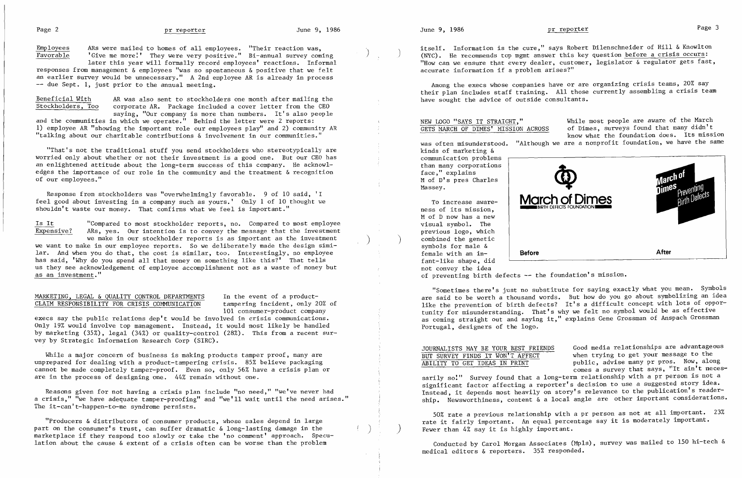**Employees Favorable** ARs were mailed to homes of all employees. "Their reaction was, 'Give me more!' They were very positive." Bi-annual survey coming later this year will formally record employees' reactions. Informal responses from management & employees "was so spontaneous & positive that we felt an earlier survey would be unnecessary." A 2nd employee AR is already in process -- due Sept. 1, just prior to the annual meeting.

**Beneficial With Stockholders, Too** AR was also sent to stockholders one month after mailing the corporate AR. Package included a cover letter from the CEO saying, "Our company is more than numbers. It's also people and the communities in which we operate." Behind the letter were 2 reports: 1) employee AR "showing the important role our employees play" and 2) community AR "talking about our charitable contributions & involvement in our communities."

"That's not the traditional stuff you send stockholders who stereotypically are worried only about whether or not their investment is a good one. But our CEO has an enlightened attitude about the long-term success of this company. He acknowledges the importance of our role in the community and the treatment & recognition of our employees."

Response from stockholders was "overwhelmingly favorable. 9 of 10 said, 'I feel good about investing in a company such as yours.' Only 1 of 10 thought we shouldn't waste our money. That confirms what we feel is important."

**Is It Expensive?** "Compared to most stockholder reports, no. Compared to most employee ARs, yes. Our intention is to convey the message that the investment we make in our stockholder reports is as important as the investment we want to make in our employee reports. So we deliberately made the design similar. And when you do that, the cost is similar, too. Interestingly, no employee has said, 'Why do you spend all that money on something like this?' That tells us they see acknowledgement of employee accomplishment not as a waste of money but as an investment."

## MARKETING, LEGAL & QUALITY CONTROL DEPARTMENTS CLAIM RESPONSIBILITY FOR CRISIS COMMUNICATION

In the event of a product-tampering incident, only 20% of 101 consumer-product company execs say the public relations dep't would be involved in crisis communications. Only 19% would involve top management. Instead, it would most likely be handled by marketing (35%), legal (34%) or quality-control (28%). This from a recent survey by Strategic Information Research Corp (SIRC).

While a major concern of business is making products tamper proof, many are unprepared for dealing with a product-tampering crisis. 85% believe packaging cannot be made completely tamper-proof. Even so, only 56% have a crisis plan or are in the process of designing one. 44% remain without one.

Reasons given for not having a crisis plan include "no need," "we've never had a crisis," "we have adequate tamper-proofing" and "we'll wait until the need arises." The it-can't-happen-to-me syndrome persists.

"Producers & distributors of consumer products, whose sales depend in large part on the consumer's trust, can suffer dramatic & long-lasting damage in the marketplace if they respond too slowly or take the 'no comment' approach. Speculation about the cause & extent of a crisis often can be worse than the problem itself. Information is the cure," says Robert Dilenschneider of Hill & Knowlton (NYC). He recommends top mgmt answer this key question before a crisis occurs: "How can we ensure that every dealer, customer, legislator & regulator gets fast, accurate information if a problem arises?"

Among the execs whose companies have or are organizing crisis teams, 20% say their plan includes staff training. All those currently assembling a crisis team have sought the advice of outside consultants.

## NEW LOGO "SAYS IT STRAIGHT," GETS MARCH OF DIMES' MISSION ACROSS

While most people are aware of the March of Dimes, surveys found that many didn't know what the foundation does. Its mission was often misunderstood. "Although we are a nonprofit foundation, we have the same kinds of marketing & communication problems than many corporations face," explains M of D's pres Charles Massey.

March of Dimes
BIRTH DEFECTS FOUNDATION
Before

March of Dimes
Preventing Birth Defects
After

To increase awareness of its mission, M of D now has a new visual symbol. The previous logo, which combined the genetic symbols for male & female with an infant-like shape, did not convey the idea of preventing birth defects -- the foundation's mission.

"Sometimes there's just no substitute for saying exactly what you mean. Symbols are said to be worth a thousand words. But how do you go about symbolizing an idea like the prevention of birth defects? It's a difficult concept with lots of opportunity for misunderstanding. That's why we felt no symbol would be as effective as coming straight out and saying it," explains Gene Grossman of Anspach Grossman Portugal, designers of the logo.

## JOURNALISTS MAY BE YOUR BEST FRIENDS BUT SURVEY FINDS IT WON'T AFFECT ABILITY TO GET IDEAS IN PRINT

Good media relationships are advantageous when trying to get your message to the public, advise many pr pros. Now, along comes a survey that says, "It ain't necessarily so!" Survey found that a long-term relationship with a pr person is not a significant factor affecting a reporter's decision to use a suggested story idea. Instead, it depends most heavily on story's relevance to the publication's readership. Newsworthiness, content & a local angle are other important considerations.

50% rate a previous relationship with a pr person as not at all important. 23% rate it fairly important. An equal percentage say it is moderately important. Fewer than 4% say it is highly important.

Conducted by Carol Morgan Associates (Mpls), survey was mailed to 150 hi-tech & medical editors & reporters. 35% responded.